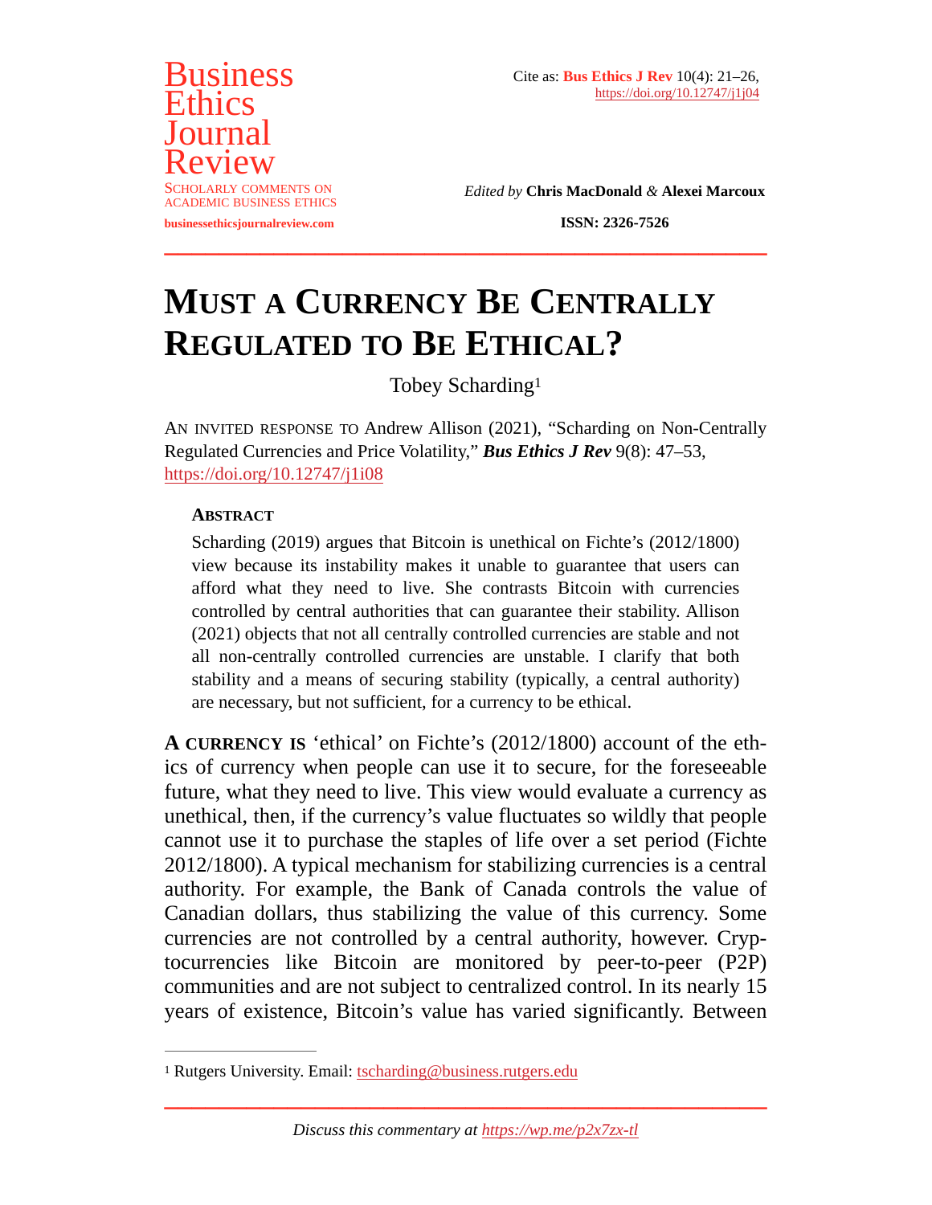Business Ethics Journal Review

SCHOLARLY COMMENTS ON ACADEMIC BUSINESS ETHICS

businessethicsjournalreview.com

Cite as: **Bus Ethics J Rev** 10(4): 21–26, https://doi.org/10.12747/j1j04

*Edited by* **Chris MacDonald** & **Alexei Marcoux**

**ISSN: 2326-7526**

# MUST A CURRENCY BE CENTRALLY REGULATED TO BE ETHICAL?

Tobey Scharding[1]

AN INVITED RESPONSE TO Andrew Allison (2021), "Scharding on Non-Centrally Regulated Currencies and Price Volatility," ***Bus Ethics J Rev*** 9(8): 47–53, https://doi.org/10.12747/j1i08

### ABSTRACT

Scharding (2019) argues that Bitcoin is unethical on Fichte's (2012/1800) view because its instability makes it unable to guarantee that users can afford what they need to live. She contrasts Bitcoin with currencies controlled by central authorities that can guarantee their stability. Allison (2021) objects that not all centrally controlled currencies are stable and not all non-centrally controlled currencies are unstable. I clarify that both stability and a means of securing stability (typically, a central authority) are necessary, but not sufficient, for a currency to be ethical.

**A CURRENCY IS** 'ethical' on Fichte's (2012/1800) account of the ethics of currency when people can use it to secure, for the foreseeable future, what they need to live. This view would evaluate a currency as unethical, then, if the currency's value fluctuates so wildly that people cannot use it to purchase the staples of life over a set period (Fichte 2012/1800). A typical mechanism for stabilizing currencies is a central authority. For example, the Bank of Canada controls the value of Canadian dollars, thus stabilizing the value of this currency. Some currencies are not controlled by a central authority, however. Cryptocurrencies like Bitcoin are monitored by peer-to-peer (P2P) communities and are not subject to centralized control. In its nearly 15 years of existence, Bitcoin's value has varied significantly. Between

[1] Rutgers University. Email: tscharding@business.rutgers.edu

*Discuss this commentary at https://wp.me/p2x7zx-tl*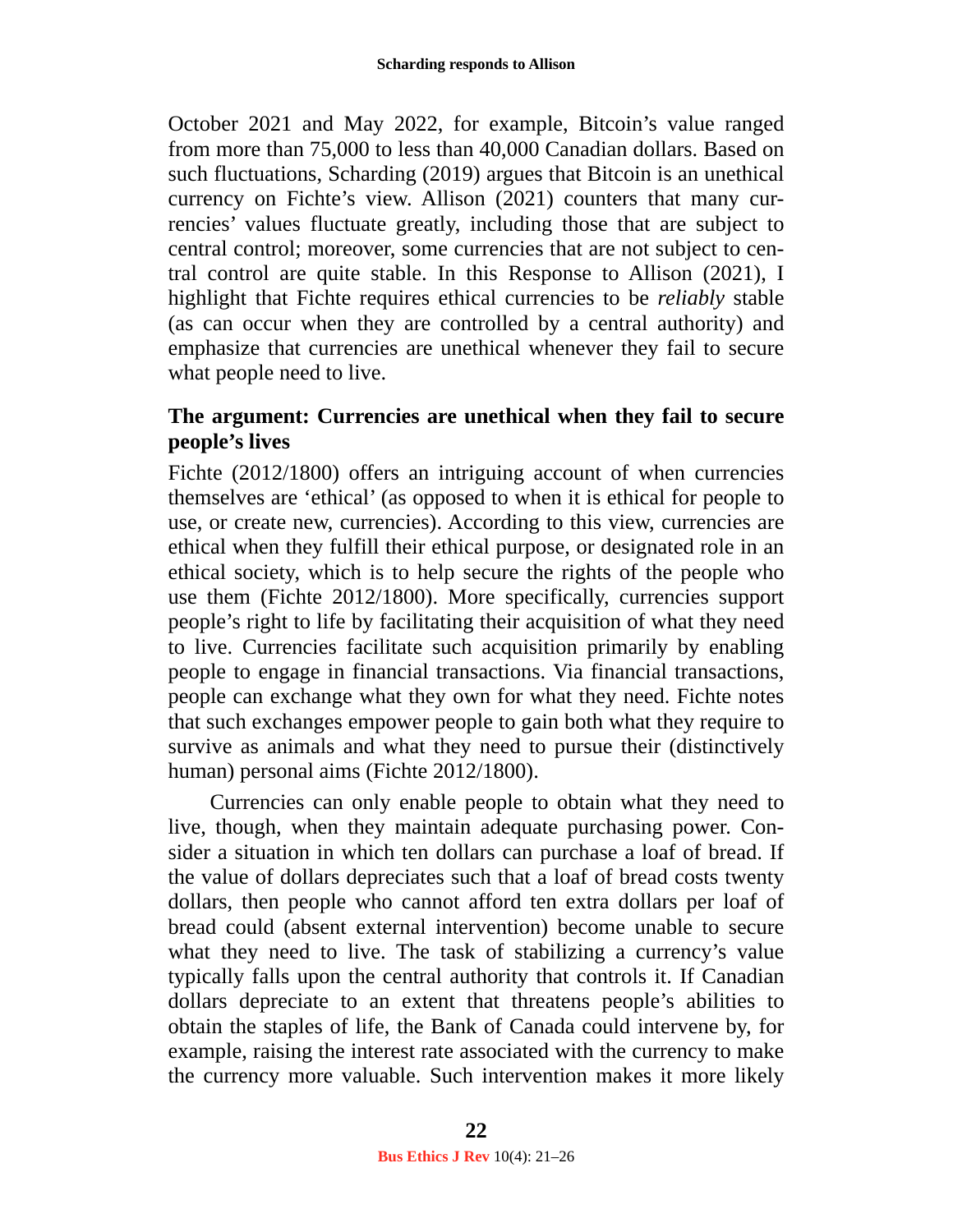October 2021 and May 2022, for example, Bitcoin's value ranged from more than 75,000 to less than 40,000 Canadian dollars. Based on such fluctuations, Scharding (2019) argues that Bitcoin is an unethical currency on Fichte's view. Allison (2021) counters that many currencies' values fluctuate greatly, including those that are subject to central control; moreover, some currencies that are not subject to central control are quite stable. In this Response to Allison (2021), I highlight that Fichte requires ethical currencies to be *reliably* stable (as can occur when they are controlled by a central authority) and emphasize that currencies are unethical whenever they fail to secure what people need to live.

## The argument: Currencies are unethical when they fail to secure people's lives

Fichte (2012/1800) offers an intriguing account of when currencies themselves are 'ethical' (as opposed to when it is ethical for people to use, or create new, currencies). According to this view, currencies are ethical when they fulfill their ethical purpose, or designated role in an ethical society, which is to help secure the rights of the people who use them (Fichte 2012/1800). More specifically, currencies support people's right to life by facilitating their acquisition of what they need to live. Currencies facilitate such acquisition primarily by enabling people to engage in financial transactions. Via financial transactions, people can exchange what they own for what they need. Fichte notes that such exchanges empower people to gain both what they require to survive as animals and what they need to pursue their (distinctively human) personal aims (Fichte 2012/1800).

Currencies can only enable people to obtain what they need to live, though, when they maintain adequate purchasing power. Consider a situation in which ten dollars can purchase a loaf of bread. If the value of dollars depreciates such that a loaf of bread costs twenty dollars, then people who cannot afford ten extra dollars per loaf of bread could (absent external intervention) become unable to secure what they need to live. The task of stabilizing a currency's value typically falls upon the central authority that controls it. If Canadian dollars depreciate to an extent that threatens people's abilities to obtain the staples of life, the Bank of Canada could intervene by, for example, raising the interest rate associated with the currency to make the currency more valuable. Such intervention makes it more likely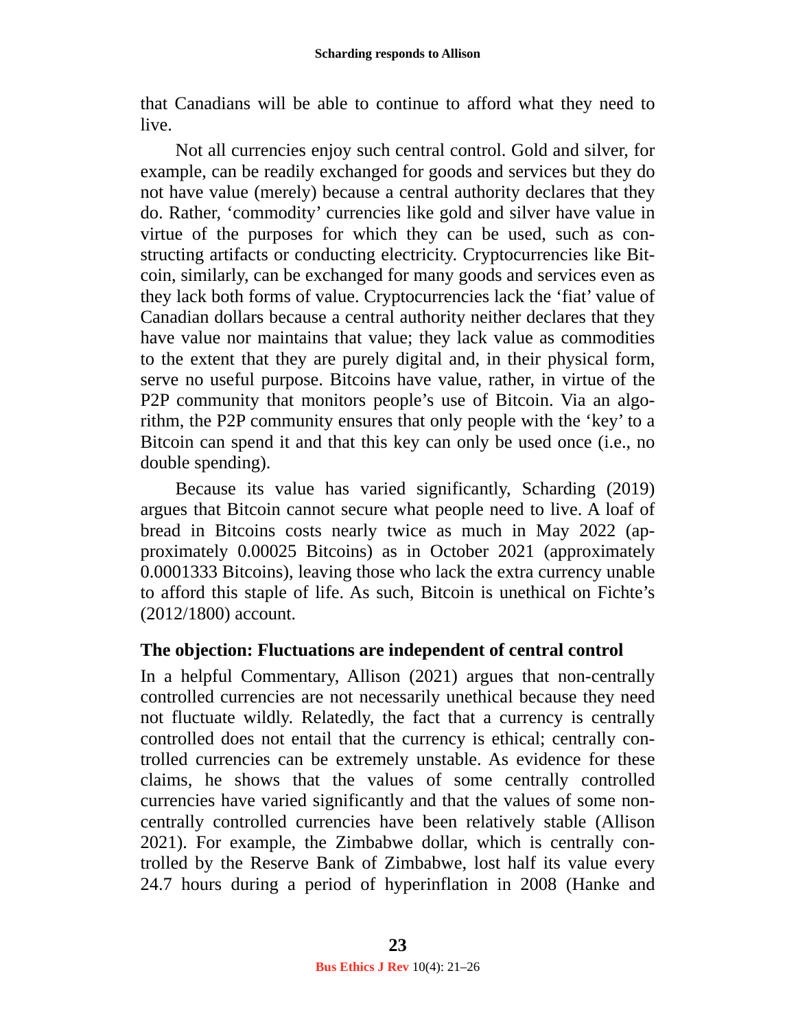that Canadians will be able to continue to afford what they need to live.

Not all currencies enjoy such central control. Gold and silver, for example, can be readily exchanged for goods and services but they do not have value (merely) because a central authority declares that they do. Rather, 'commodity' currencies like gold and silver have value in virtue of the purposes for which they can be used, such as constructing artifacts or conducting electricity. Cryptocurrencies like Bitcoin, similarly, can be exchanged for many goods and services even as they lack both forms of value. Cryptocurrencies lack the 'fiat' value of Canadian dollars because a central authority neither declares that they have value nor maintains that value; they lack value as commodities to the extent that they are purely digital and, in their physical form, serve no useful purpose. Bitcoins have value, rather, in virtue of the P2P community that monitors people's use of Bitcoin. Via an algorithm, the P2P community ensures that only people with the 'key' to a Bitcoin can spend it and that this key can only be used once (i.e., no double spending).

Because its value has varied significantly, Scharding (2019) argues that Bitcoin cannot secure what people need to live. A loaf of bread in Bitcoins costs nearly twice as much in May 2022 (approximately 0.00025 Bitcoins) as in October 2021 (approximately 0.0001333 Bitcoins), leaving those who lack the extra currency unable to afford this staple of life. As such, Bitcoin is unethical on Fichte's (2012/1800) account.

## The objection: Fluctuations are independent of central control

In a helpful Commentary, Allison (2021) argues that non-centrally controlled currencies are not necessarily unethical because they need not fluctuate wildly. Relatedly, the fact that a currency is centrally controlled does not entail that the currency is ethical; centrally controlled currencies can be extremely unstable. As evidence for these claims, he shows that the values of some centrally controlled currencies have varied significantly and that the values of some non-centrally controlled currencies have been relatively stable (Allison 2021). For example, the Zimbabwe dollar, which is centrally controlled by the Reserve Bank of Zimbabwe, lost half its value every 24.7 hours during a period of hyperinflation in 2008 (Hanke and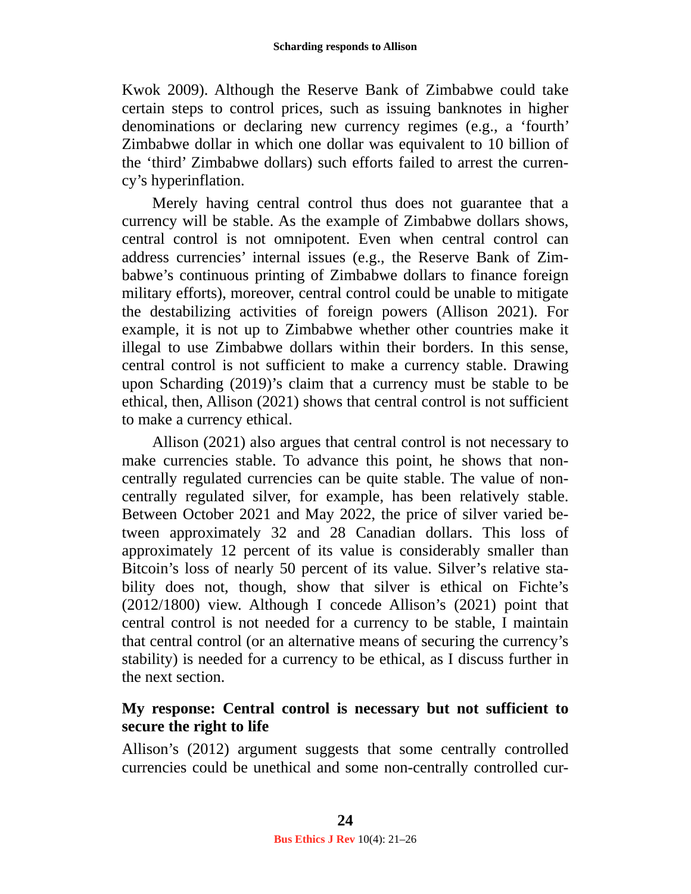Kwok 2009). Although the Reserve Bank of Zimbabwe could take certain steps to control prices, such as issuing banknotes in higher denominations or declaring new currency regimes (e.g., a 'fourth' Zimbabwe dollar in which one dollar was equivalent to 10 billion of the 'third' Zimbabwe dollars) such efforts failed to arrest the currency's hyperinflation.

Merely having central control thus does not guarantee that a currency will be stable. As the example of Zimbabwe dollars shows, central control is not omnipotent. Even when central control can address currencies' internal issues (e.g., the Reserve Bank of Zimbabwe's continuous printing of Zimbabwe dollars to finance foreign military efforts), moreover, central control could be unable to mitigate the destabilizing activities of foreign powers (Allison 2021). For example, it is not up to Zimbabwe whether other countries make it illegal to use Zimbabwe dollars within their borders. In this sense, central control is not sufficient to make a currency stable. Drawing upon Scharding (2019)'s claim that a currency must be stable to be ethical, then, Allison (2021) shows that central control is not sufficient to make a currency ethical.

Allison (2021) also argues that central control is not necessary to make currencies stable. To advance this point, he shows that non-centrally regulated currencies can be quite stable. The value of non-centrally regulated silver, for example, has been relatively stable. Between October 2021 and May 2022, the price of silver varied between approximately 32 and 28 Canadian dollars. This loss of approximately 12 percent of its value is considerably smaller than Bitcoin's loss of nearly 50 percent of its value. Silver's relative stability does not, though, show that silver is ethical on Fichte's (2012/1800) view. Although I concede Allison's (2021) point that central control is not needed for a currency to be stable, I maintain that central control (or an alternative means of securing the currency's stability) is needed for a currency to be ethical, as I discuss further in the next section.

## My response: Central control is necessary but not sufficient to secure the right to life

Allison's (2012) argument suggests that some centrally controlled currencies could be unethical and some non-centrally controlled cur-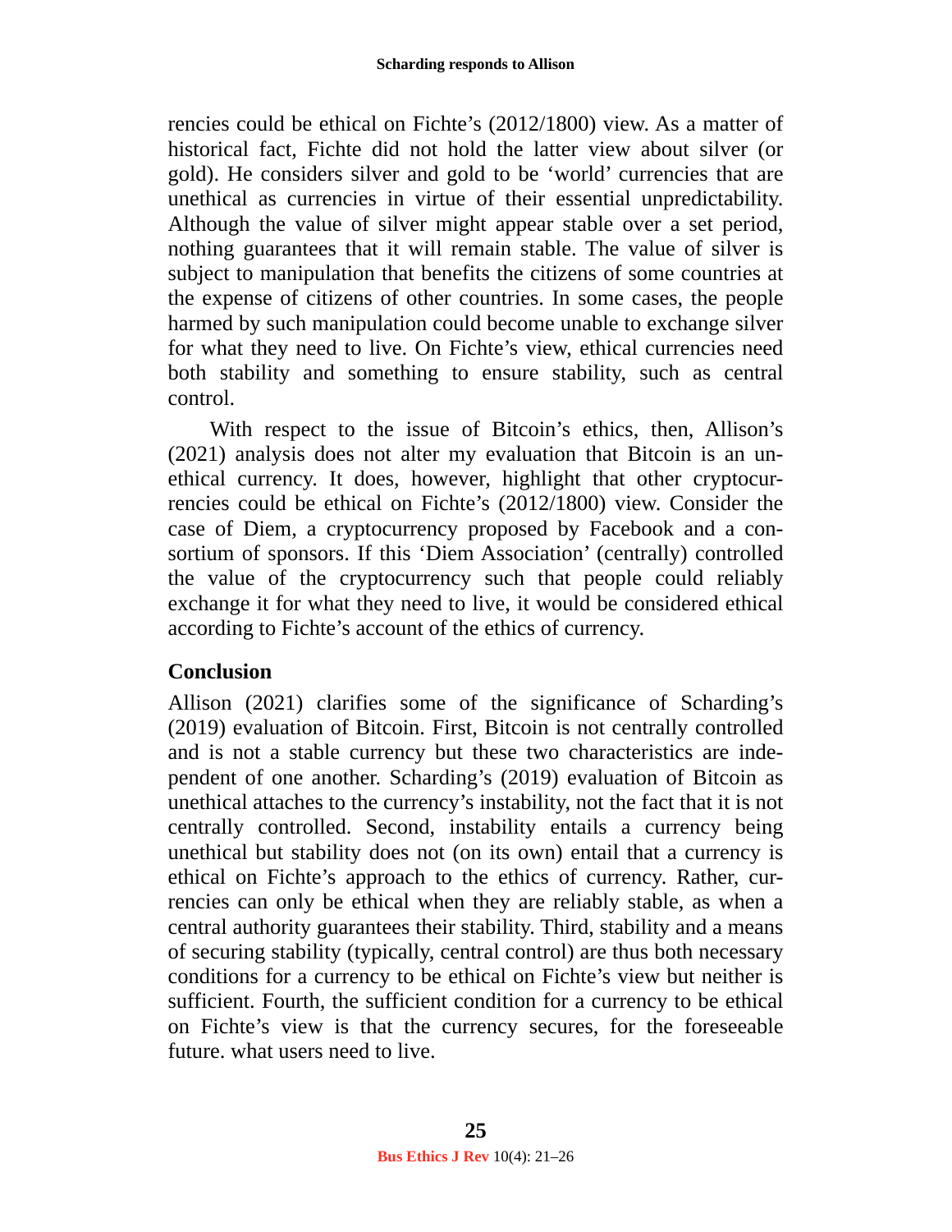rencies could be ethical on Fichte's (2012/1800) view. As a matter of historical fact, Fichte did not hold the latter view about silver (or gold). He considers silver and gold to be 'world' currencies that are unethical as currencies in virtue of their essential unpredictability. Although the value of silver might appear stable over a set period, nothing guarantees that it will remain stable. The value of silver is subject to manipulation that benefits the citizens of some countries at the expense of citizens of other countries. In some cases, the people harmed by such manipulation could become unable to exchange silver for what they need to live. On Fichte's view, ethical currencies need both stability and something to ensure stability, such as central control.

With respect to the issue of Bitcoin's ethics, then, Allison's (2021) analysis does not alter my evaluation that Bitcoin is an unethical currency. It does, however, highlight that other cryptocurrencies could be ethical on Fichte's (2012/1800) view. Consider the case of Diem, a cryptocurrency proposed by Facebook and a consortium of sponsors. If this 'Diem Association' (centrally) controlled the value of the cryptocurrency such that people could reliably exchange it for what they need to live, it would be considered ethical according to Fichte's account of the ethics of currency.

## Conclusion

Allison (2021) clarifies some of the significance of Scharding's (2019) evaluation of Bitcoin. First, Bitcoin is not centrally controlled and is not a stable currency but these two characteristics are independent of one another. Scharding's (2019) evaluation of Bitcoin as unethical attaches to the currency's instability, not the fact that it is not centrally controlled. Second, instability entails a currency being unethical but stability does not (on its own) entail that a currency is ethical on Fichte's approach to the ethics of currency. Rather, currencies can only be ethical when they are reliably stable, as when a central authority guarantees their stability. Third, stability and a means of securing stability (typically, central control) are thus both necessary conditions for a currency to be ethical on Fichte's view but neither is sufficient. Fourth, the sufficient condition for a currency to be ethical on Fichte's view is that the currency secures, for the foreseeable future. what users need to live.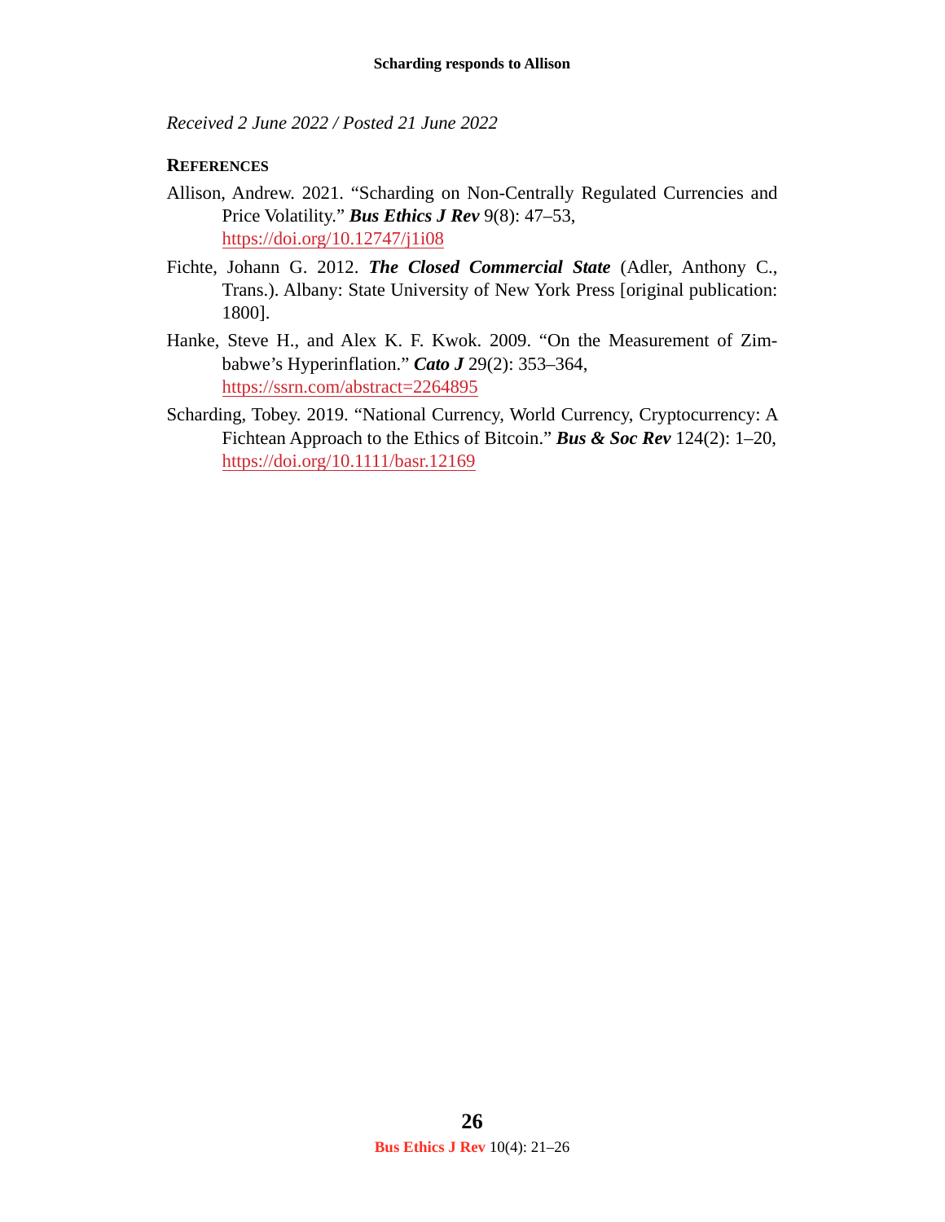*Received 2 June 2022 / Posted 21 June 2022*

## REFERENCES

Allison, Andrew. 2021. "Scharding on Non-Centrally Regulated Currencies and Price Volatility." ***Bus Ethics J Rev*** 9(8): 47–53, https://doi.org/10.12747/j1i08

Fichte, Johann G. 2012. ***The Closed Commercial State*** (Adler, Anthony C., Trans.). Albany: State University of New York Press [original publication: 1800].

Hanke, Steve H., and Alex K. F. Kwok. 2009. "On the Measurement of Zimbabwe's Hyperinflation." ***Cato J*** 29(2): 353–364, https://ssrn.com/abstract=2264895

Scharding, Tobey. 2019. "National Currency, World Currency, Cryptocurrency: A Fichtean Approach to the Ethics of Bitcoin." ***Bus & Soc Rev*** 124(2): 1–20, https://doi.org/10.1111/basr.12169